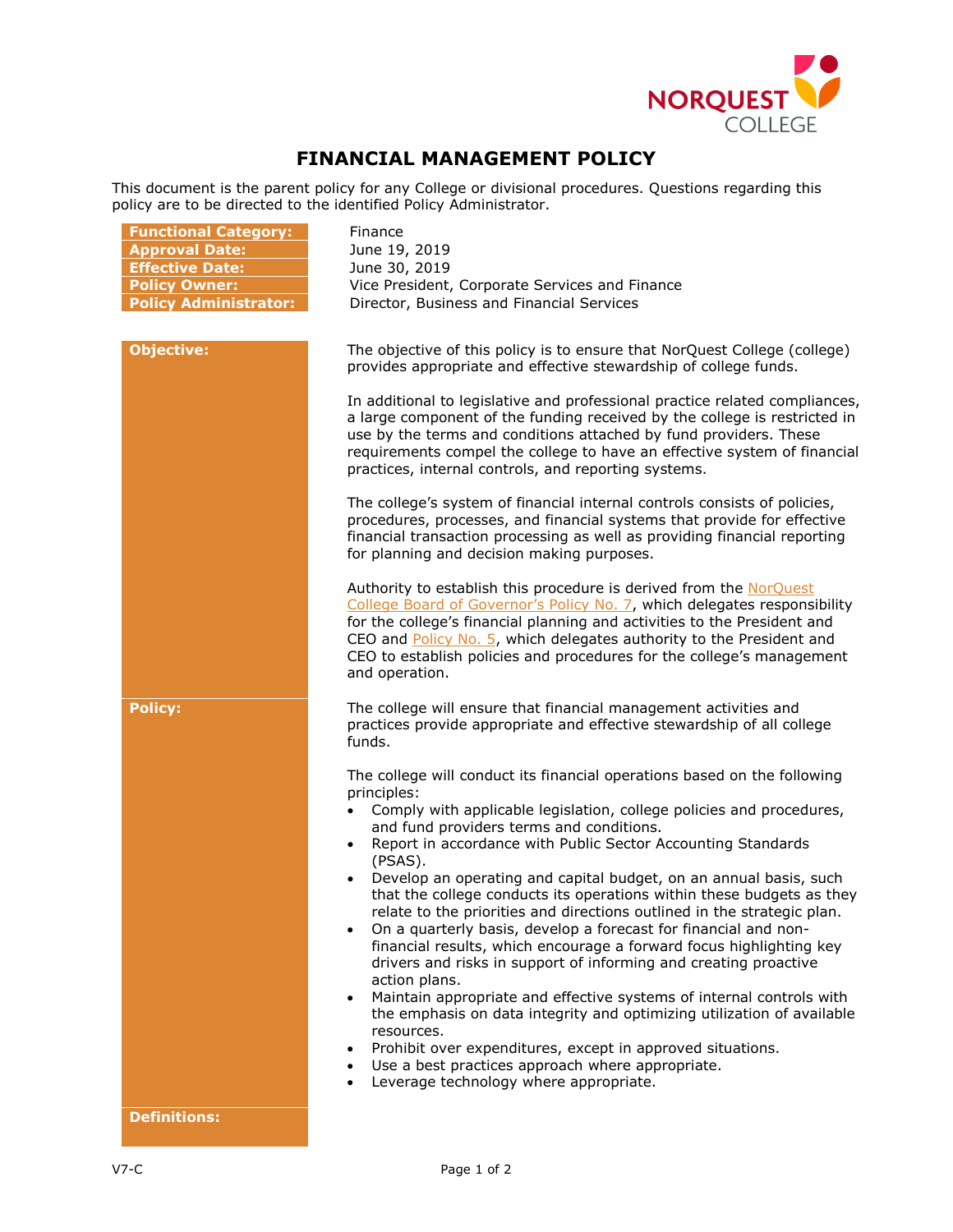# FINANCIAL MANAGEMENT POLICY

This document is the parent policy for any College or divisional procedures. Questions regarding this policy are to be directed to the identified Policy Administrator.

| | |
|---|---|
| **Functional Category:** | Finance |
| **Approval Date:** | June 19, 2019 |
| **Effective Date:** | June 30, 2019 |
| **Policy Owner:** | Vice President, Corporate Services and Finance |
| **Policy Administrator:** | Director, Business and Financial Services |

## Objective:

The objective of this policy is to ensure that NorQuest College (college) provides appropriate and effective stewardship of college funds.

In additional to legislative and professional practice related compliances, a large component of the funding received by the college is restricted in use by the terms and conditions attached by fund providers. These requirements compel the college to have an effective system of financial practices, internal controls, and reporting systems.

The college's system of financial internal controls consists of policies, procedures, processes, and financial systems that provide for effective financial transaction processing as well as providing financial reporting for planning and decision making purposes.

Authority to establish this procedure is derived from the NorQuest College Board of Governor's Policy No. 7, which delegates responsibility for the college's financial planning and activities to the President and CEO and Policy No. 5, which delegates authority to the President and CEO to establish policies and procedures for the college's management and operation.

## Policy:

The college will ensure that financial management activities and practices provide appropriate and effective stewardship of all college funds.

The college will conduct its financial operations based on the following principles:

- Comply with applicable legislation, college policies and procedures, and fund providers terms and conditions.
- Report in accordance with Public Sector Accounting Standards (PSAS).
- Develop an operating and capital budget, on an annual basis, such that the college conducts its operations within these budgets as they relate to the priorities and directions outlined in the strategic plan.
- On a quarterly basis, develop a forecast for financial and non-financial results, which encourage a forward focus highlighting key drivers and risks in support of informing and creating proactive action plans.
- Maintain appropriate and effective systems of internal controls with the emphasis on data integrity and optimizing utilization of available resources.
- Prohibit over expenditures, except in approved situations.
- Use a best practices approach where appropriate.
- Leverage technology where appropriate.

## Definitions: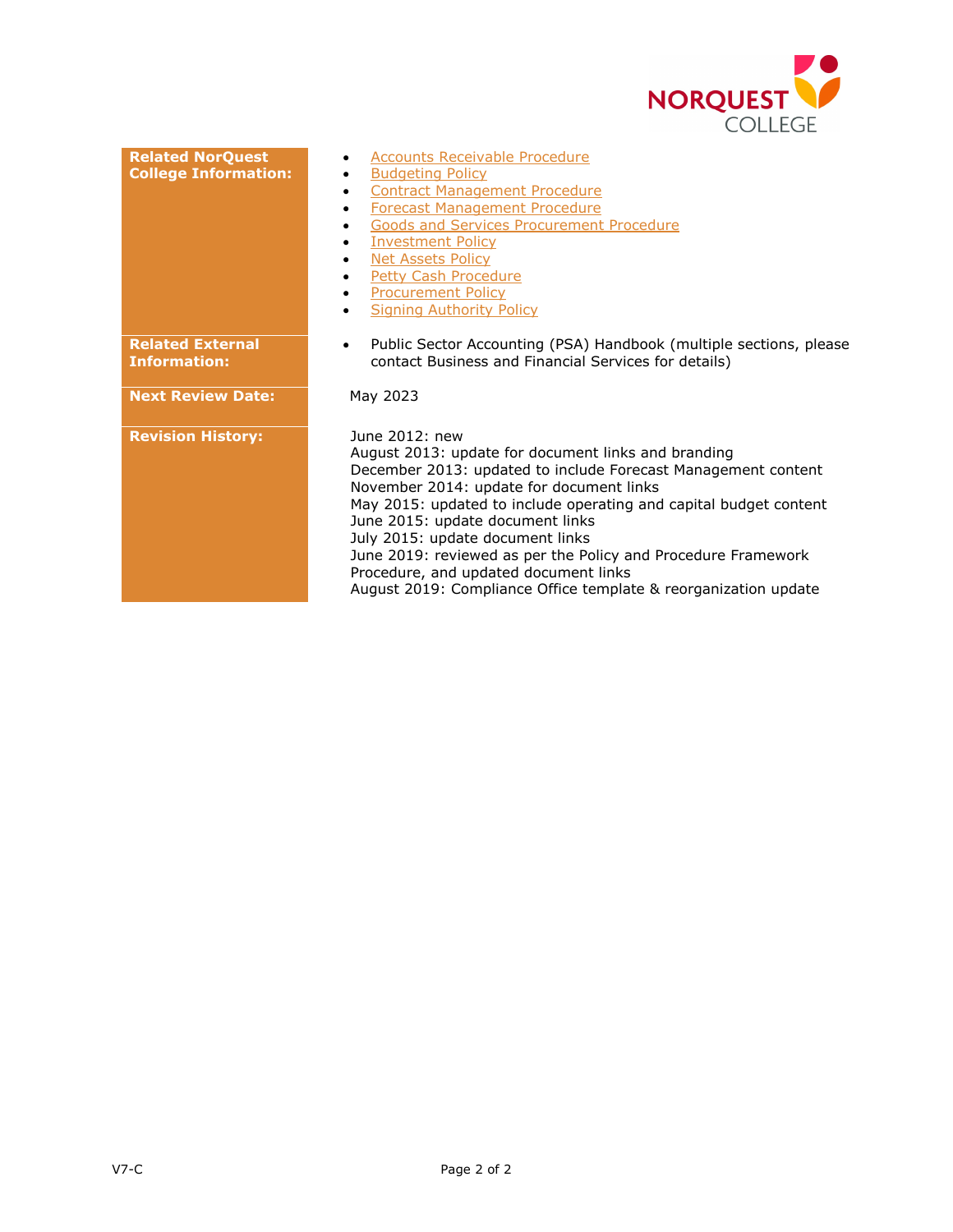| | |
|---|---|
| **Related NorQuest College Information:** | • Accounts Receivable Procedure<br>• Budgeting Policy<br>• Contract Management Procedure<br>• Forecast Management Procedure<br>• Goods and Services Procurement Procedure<br>• Investment Policy<br>• Net Assets Policy<br>• Petty Cash Procedure<br>• Procurement Policy<br>• Signing Authority Policy |
| **Related External Information:** | • Public Sector Accounting (PSA) Handbook (multiple sections, please contact Business and Financial Services for details) |
| **Next Review Date:** | May 2023 |
| **Revision History:** | June 2012: new<br>August 2013: update for document links and branding<br>December 2013: updated to include Forecast Management content<br>November 2014: update for document links<br>May 2015: updated to include operating and capital budget content<br>June 2015: update document links<br>July 2015: update document links<br>June 2019: reviewed as per the Policy and Procedure Framework Procedure, and updated document links<br>August 2019: Compliance Office template & reorganization update |

V7-C